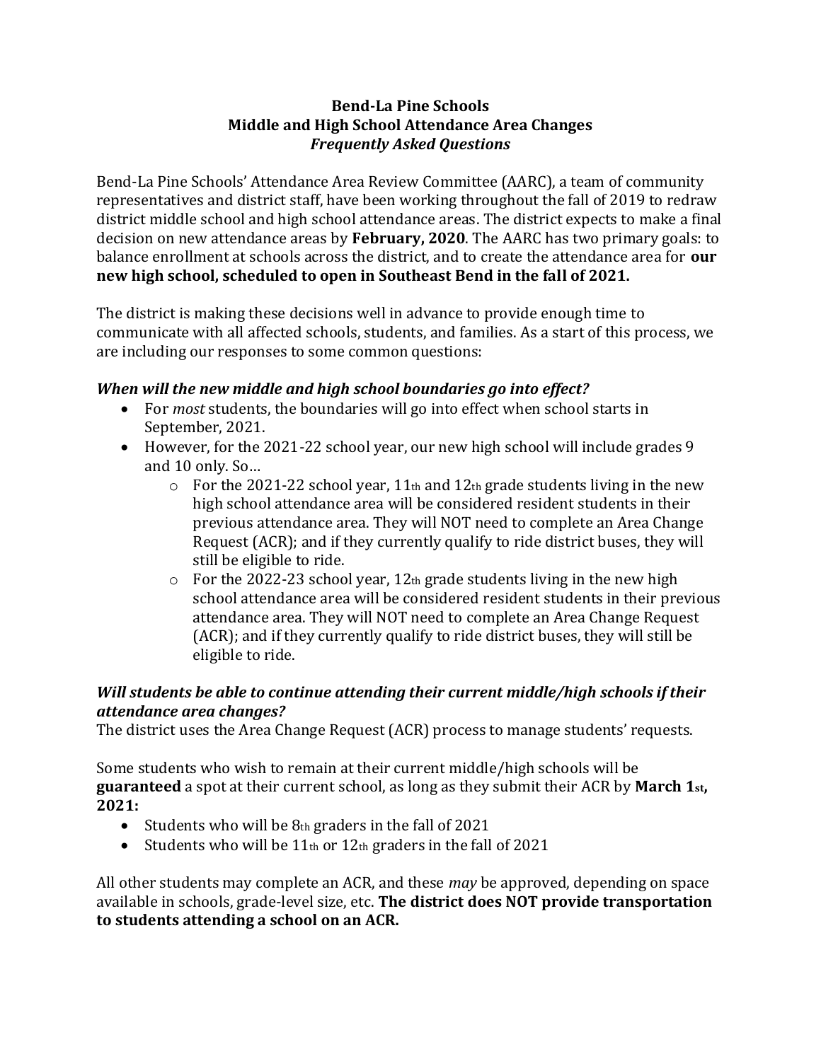**Bend-La Pine Schools**
**Middle and High School Attendance Area Changes**
***Frequently Asked Questions***

Bend-La Pine Schools' Attendance Area Review Committee (AARC), a team of community representatives and district staff, have been working throughout the fall of 2019 to redraw district middle school and high school attendance areas. The district expects to make a final decision on new attendance areas by **February, 2020**. The AARC has two primary goals: to balance enrollment at schools across the district, and to create the attendance area for **our new high school, scheduled to open in Southeast Bend in the fall of 2021.**

The district is making these decisions well in advance to provide enough time to communicate with all affected schools, students, and families. As a start of this process, we are including our responses to some common questions:

***When will the new middle and high school boundaries go into effect?***

- For *most* students, the boundaries will go into effect when school starts in September, 2021.
- However, for the 2021-22 school year, our new high school will include grades 9 and 10 only. So…
  - For the 2021-22 school year, 11th and 12th grade students living in the new high school attendance area will be considered resident students in their previous attendance area. They will NOT need to complete an Area Change Request (ACR); and if they currently qualify to ride district buses, they will still be eligible to ride.
  - For the 2022-23 school year, 12th grade students living in the new high school attendance area will be considered resident students in their previous attendance area. They will NOT need to complete an Area Change Request (ACR); and if they currently qualify to ride district buses, they will still be eligible to ride.

***Will students be able to continue attending their current middle/high schools if their attendance area changes?***

The district uses the Area Change Request (ACR) process to manage students' requests.

Some students who wish to remain at their current middle/high schools will be **guaranteed** a spot at their current school, as long as they submit their ACR by **March 1st, 2021:**

- Students who will be 8th graders in the fall of 2021
- Students who will be 11th or 12th graders in the fall of 2021

All other students may complete an ACR, and these *may* be approved, depending on space available in schools, grade-level size, etc. **The district does NOT provide transportation to students attending a school on an ACR.**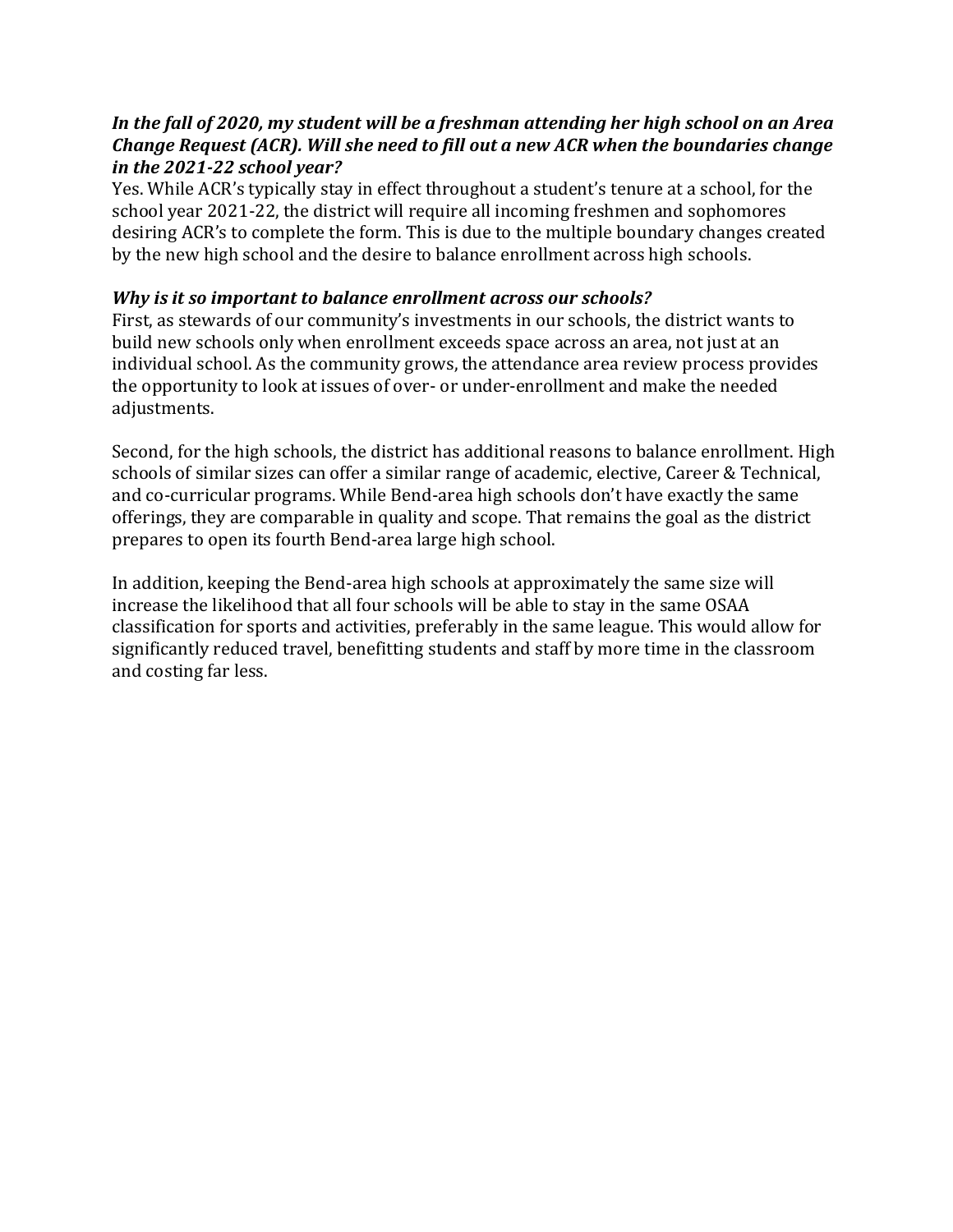***In the fall of 2020, my student will be a freshman attending her high school on an Area Change Request (ACR). Will she need to fill out a new ACR when the boundaries change in the 2021-22 school year?***

Yes. While ACR's typically stay in effect throughout a student's tenure at a school, for the school year 2021-22, the district will require all incoming freshmen and sophomores desiring ACR's to complete the form. This is due to the multiple boundary changes created by the new high school and the desire to balance enrollment across high schools.

***Why is it so important to balance enrollment across our schools?***

First, as stewards of our community's investments in our schools, the district wants to build new schools only when enrollment exceeds space across an area, not just at an individual school. As the community grows, the attendance area review process provides the opportunity to look at issues of over- or under-enrollment and make the needed adjustments.

Second, for the high schools, the district has additional reasons to balance enrollment. High schools of similar sizes can offer a similar range of academic, elective, Career & Technical, and co-curricular programs. While Bend-area high schools don't have exactly the same offerings, they are comparable in quality and scope. That remains the goal as the district prepares to open its fourth Bend-area large high school.

In addition, keeping the Bend-area high schools at approximately the same size will increase the likelihood that all four schools will be able to stay in the same OSAA classification for sports and activities, preferably in the same league. This would allow for significantly reduced travel, benefitting students and staff by more time in the classroom and costing far less.